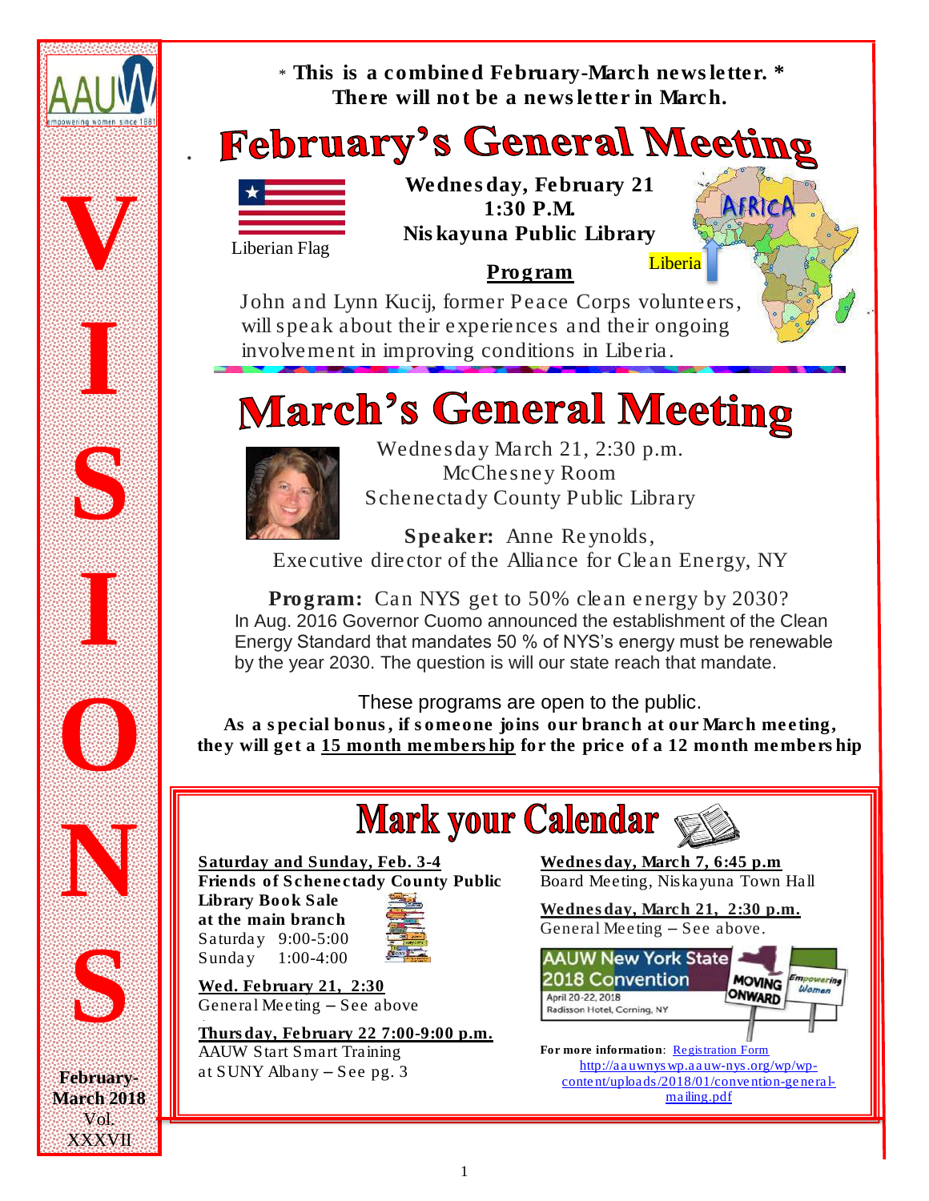# VISIONS

AAUW — empowering women since 1881

**February-March 2018**
Vol. XXXVII

\* **This is a combined February-March newsletter.** \*
**There will not be a newsletter in March.**

## February's General Meeting

Liberian Flag

**Wednesday, February 21**
**1:30 P.M.**
**Niskayuna Public Library**

AFRICA — Liberia

**Program**

John and Lynn Kucij, former Peace Corps volunteers, will speak about their experiences and their ongoing involvement in improving conditions in Liberia.

## March's General Meeting

Wednesday March 21, 2:30 p.m.
McChesney Room
Schenectady County Public Library

**Speaker:** Anne Reynolds,
Executive director of the Alliance for Clean Energy, NY

**Program:** Can NYS get to 50% clean energy by 2030?
In Aug. 2016 Governor Cuomo announced the establishment of the Clean Energy Standard that mandates 50 % of NYS's energy must be renewable by the year 2030. The question is will our state reach that mandate.

These programs are open to the public.
**As a special bonus, if someone joins our branch at our March meeting, they will get a 15 month membership for the price of a 12 month membership**

## Mark your Calendar

**Saturday and Sunday, Feb. 3-4**
**Friends of Schenectady County Public Library Book Sale at the main branch**
Saturday 9:00-5:00
Sunday 1:00-4:00

**Wed. February 21, 2:30**
General Meeting – See above

**Thursday, February 22 7:00-9:00 p.m.**
AAUW Start Smart Training at SUNY Albany – See pg. 3

**Wednesday, March 7, 6:45 p.m**
Board Meeting, Niskayuna Town Hall

**Wednesday, March 21, 2:30 p.m.**
General Meeting – See above.

AAUW New York State 2018 Convention
April 20-22, 2018
Radisson Hotel, Corning, NY
MOVING ONWARD — Empowering Women

**For more information**: Registration Form
http://aauwnyswp.aauw-nys.org/wp/wp-content/uploads/2018/01/convention-general-mailing.pdf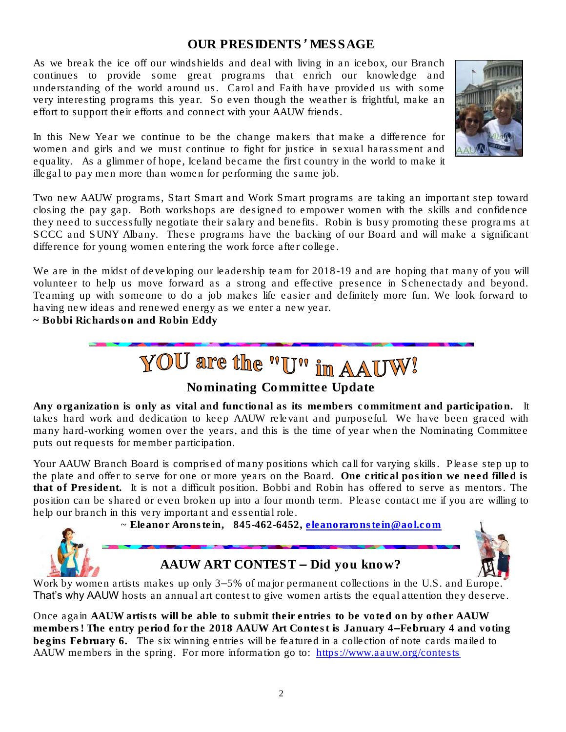## OUR PRESIDENTS' MESSAGE

As we break the ice off our windshields and deal with living in an icebox, our Branch continues to provide some great programs that enrich our knowledge and understanding of the world around us. Carol and Faith have provided us with some very interesting programs this year. So even though the weather is frightful, make an effort to support their efforts and connect with your AAUW friends.

In this New Year we continue to be the change makers that make a difference for women and girls and we must continue to fight for justice in sexual harassment and equality. As a glimmer of hope, Iceland became the first country in the world to make it illegal to pay men more than women for performing the same job.

Two new AAUW programs, Start Smart and Work Smart programs are taking an important step toward closing the pay gap. Both workshops are designed to empower women with the skills and confidence they need to successfully negotiate their salary and benefits. Robin is busy promoting these programs at SCCC and SUNY Albany. These programs have the backing of our Board and will make a significant difference for young women entering the work force after college.

We are in the midst of developing our leadership team for 2018-19 and are hoping that many of you will volunteer to help us move forward as a strong and effective presence in Schenectady and beyond. Teaming up with someone to do a job makes life easier and definitely more fun. We look forward to having new ideas and renewed energy as we enter a new year.

**~ Bobbi Richardson and Robin Eddy**

# YOU are the "U" in AAUW!

### Nominating Committee Update

**Any organization is only as vital and functional as its members commitment and participation.** It takes hard work and dedication to keep AAUW relevant and purposeful. We have been graced with many hard-working women over the years, and this is the time of year when the Nominating Committee puts out requests for member participation.

Your AAUW Branch Board is comprised of many positions which call for varying skills. Please step up to the plate and offer to serve for one or more years on the Board. **One critical position we need filled is that of President.** It is not a difficult position. Bobbi and Robin has offered to serve as mentors. The position can be shared or even broken up into a four month term. Please contact me if you are willing to help our branch in this very important and essential role.

~ **Eleanor Aronstein, 845-462-6452, eleanoraronstein@aol.com**

### AAUW ART CONTEST – Did you know?

Work by women artists makes up only 3–5% of major permanent collections in the U.S. and Europe. That's why AAUW hosts an annual art contest to give women artists the equal attention they deserve.

Once again **AAUW artists will be able to submit their entries to be voted on by other AAUW members! The entry period for the 2018 AAUW Art Contest is January 4–February 4 and voting begins February 6.** The six winning entries will be featured in a collection of note cards mailed to AAUW members in the spring. For more information go to: https://www.aauw.org/contests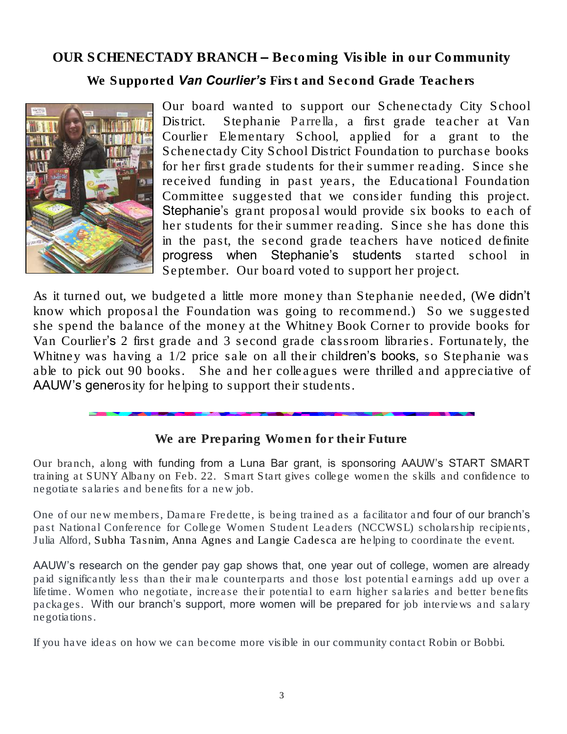## OUR SCHENECTADY BRANCH – Becoming Visible in our Community

### We Supported *Van Courlier's* First and Second Grade Teachers

Our board wanted to support our Schenectady City School District. Stephanie Parrella, a first grade teacher at Van Courlier Elementary School, applied for a grant to the Schenectady City School District Foundation to purchase books for her first grade students for their summer reading. Since she received funding in past years, the Educational Foundation Committee suggested that we consider funding this project. Stephanie's grant proposal would provide six books to each of her students for their summer reading. Since she has done this in the past, the second grade teachers have noticed definite progress when Stephanie's students started school in September. Our board voted to support her project.

As it turned out, we budgeted a little more money than Stephanie needed, (We didn't know which proposal the Foundation was going to recommend.) So we suggested she spend the balance of the money at the Whitney Book Corner to provide books for Van Courlier's 2 first grade and 3 second grade classroom libraries. Fortunately, the Whitney was having a 1/2 price sale on all their children's books, so Stephanie was able to pick out 90 books. She and her colleagues were thrilled and appreciative of AAUW's generosity for helping to support their students.

---

### We are Preparing Women for their Future

Our branch, along with funding from a Luna Bar grant, is sponsoring AAUW's START SMART training at SUNY Albany on Feb. 22. Smart Start gives college women the skills and confidence to negotiate salaries and benefits for a new job.

One of our new members, Damare Fredette, is being trained as a facilitator and four of our branch's past National Conference for College Women Student Leaders (NCCWSL) scholarship recipients, Julia Alford, Subha Tasnim, Anna Agnes and Langie Cadesca are helping to coordinate the event.

AAUW's research on the gender pay gap shows that, one year out of college, women are already paid significantly less than their male counterparts and those lost potential earnings add up over a lifetime. Women who negotiate, increase their potential to earn higher salaries and better benefits packages. With our branch's support, more women will be prepared for job interviews and salary negotiations.

If you have ideas on how we can become more visible in our community contact Robin or Bobbi.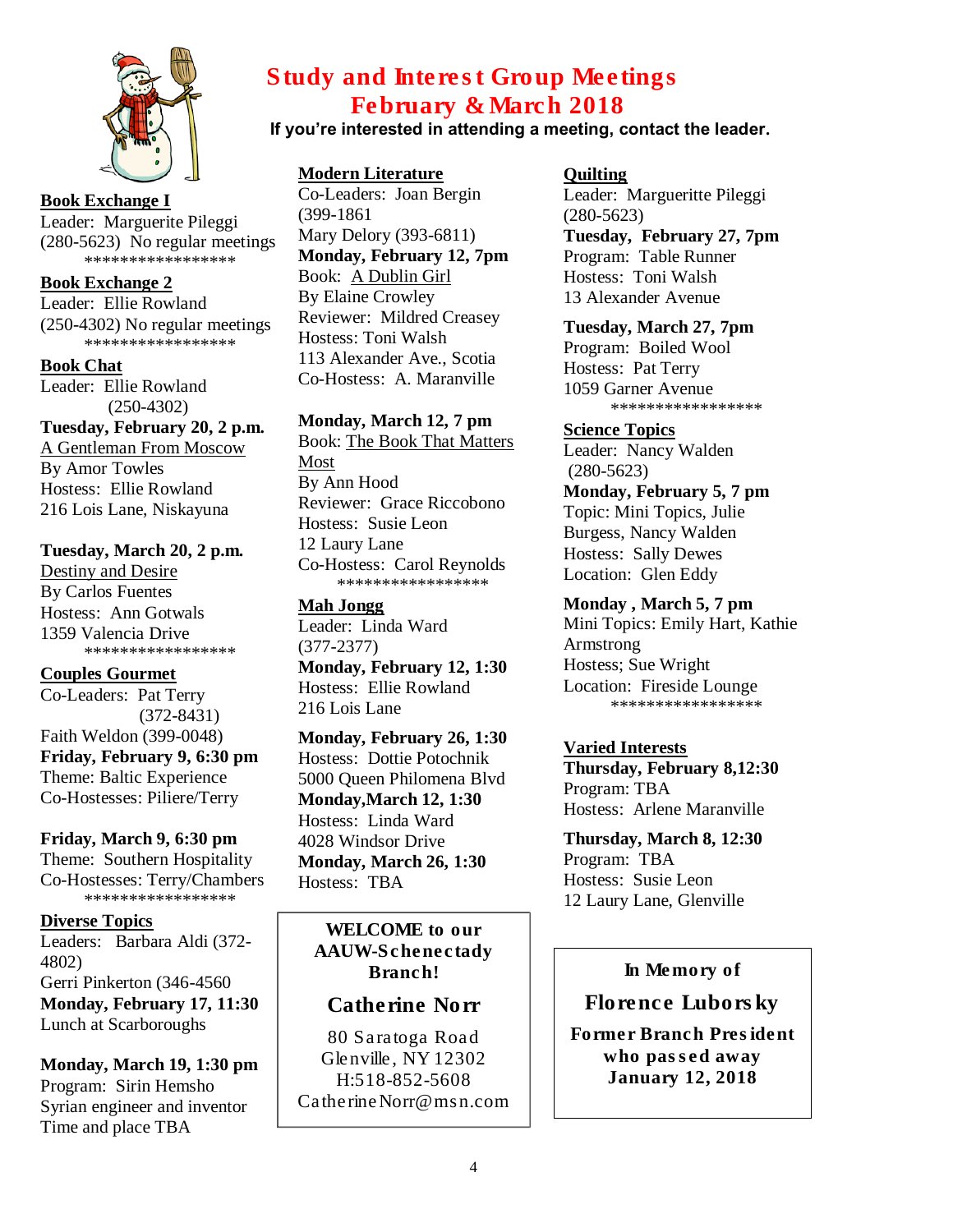# Study and Interest Group Meetings
## February & March 2018

**If you're interested in attending a meeting, contact the leader.**

**Book Exchange I**
Leader: Marguerite Pileggi
(280-5623) No regular meetings
*****************

**Book Exchange 2**
Leader: Ellie Rowland
(250-4302) No regular meetings
*****************

**Book Chat**
Leader: Ellie Rowland
(250-4302)
**Tuesday, February 20, 2 p.m.**
A Gentleman From Moscow
By Amor Towles
Hostess: Ellie Rowland
216 Lois Lane, Niskayuna

**Tuesday, March 20, 2 p.m.**
Destiny and Desire
By Carlos Fuentes
Hostess: Ann Gotwals
1359 Valencia Drive
*****************

**Couples Gourmet**
Co-Leaders: Pat Terry
(372-8431)
Faith Weldon (399-0048)
**Friday, February 9, 6:30 pm**
Theme: Baltic Experience
Co-Hostesses: Piliere/Terry

**Friday, March 9, 6:30 pm**
Theme: Southern Hospitality
Co-Hostesses: Terry/Chambers
*****************

**Diverse Topics**
Leaders: Barbara Aldi (372-4802)
Gerri Pinkerton (346-4560
**Monday, February 17, 11:30**
Lunch at Scarboroughs

**Monday, March 19, 1:30 pm**
Program: Sirin Hemsho
Syrian engineer and inventor
Time and place TBA

**Modern Literature**
Co-Leaders: Joan Bergin
(399-1861
Mary Delory (393-6811)
**Monday, February 12, 7pm**
Book: A Dublin Girl
By Elaine Crowley
Reviewer: Mildred Creasey
Hostess: Toni Walsh
113 Alexander Ave., Scotia
Co-Hostess: A. Maranville

**Monday, March 12, 7 pm**
Book: The Book That Matters Most
By Ann Hood
Reviewer: Grace Riccobono
Hostess: Susie Leon
12 Laury Lane
Co-Hostess: Carol Reynolds
*****************

**Mah Jongg**
Leader: Linda Ward
(377-2377)
**Monday, February 12, 1:30**
Hostess: Ellie Rowland
216 Lois Lane

**Monday, February 26, 1:30**
Hostess: Dottie Potochnik
5000 Queen Philomena Blvd
**Monday, March 12, 1:30**
Hostess: Linda Ward
4028 Windsor Drive
**Monday, March 26, 1:30**
Hostess: TBA

**WELCOME to our AAUW-Schenectady Branch!**

**Catherine Norr**

80 Saratoga Road
Glenville, NY 12302
H:518-852-5608
CatherineNorr@msn.com

**Quilting**
Leader: Marguerite Pileggi
(280-5623)
**Tuesday, February 27, 7pm**
Program: Table Runner
Hostess: Toni Walsh
13 Alexander Avenue

**Tuesday, March 27, 7pm**
Program: Boiled Wool
Hostess: Pat Terry
1059 Garner Avenue
*****************

**Science Topics**
Leader: Nancy Walden
(280-5623)
**Monday, February 5, 7 pm**
Topic: Mini Topics, Julie Burgess, Nancy Walden
Hostess: Sally Dewes
Location: Glen Eddy

**Monday , March 5, 7 pm**
Mini Topics: Emily Hart, Kathie Armstrong
Hostess; Sue Wright
Location: Fireside Lounge
*****************

**Varied Interests**
**Thursday, February 8,12:30**
Program: TBA
Hostess: Arlene Maranville

**Thursday, March 8, 12:30**
Program: TBA
Hostess: Susie Leon
12 Laury Lane, Glenville

**In Memory of**

**Florence Luborsky**

**Former Branch President who passed away January 12, 2018**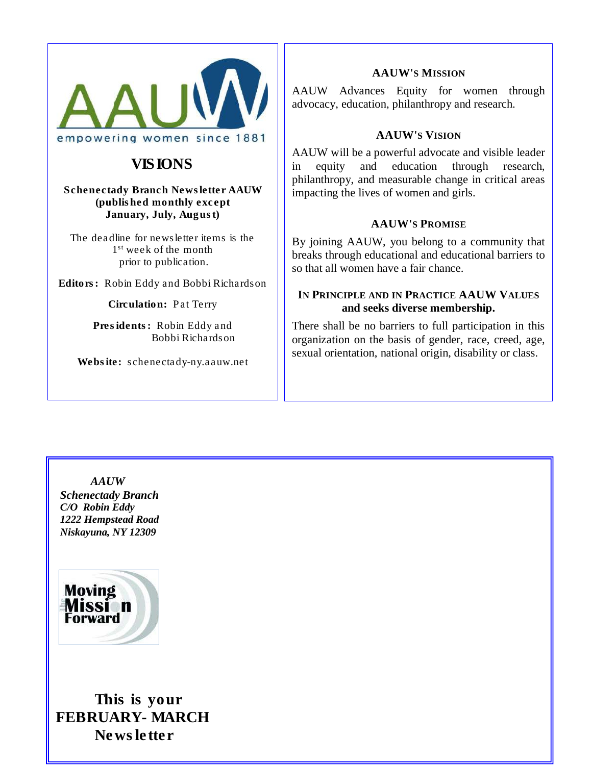AAUW

empowering women since 1881

# VISIONS

**Schenectady Branch Newsletter AAUW (published monthly except January, July, August)**

The deadline for newsletter items is the 1st week of the month prior to publication.

**Editors:** Robin Eddy and Bobbi Richardson

**Circulation:** Pat Terry

**Presidents:** Robin Eddy and Bobbi Richardson

**Website:** schenectady-ny.aauw.net

### AAUW'S MISSION

AAUW Advances Equity for women through advocacy, education, philanthropy and research.

### AAUW'S VISION

AAUW will be a powerful advocate and visible leader in equity and education through research, philanthropy, and measurable change in critical areas impacting the lives of women and girls.

### AAUW'S PROMISE

By joining AAUW, you belong to a community that breaks through educational and educational barriers to so that all women have a fair chance.

### IN PRINCIPLE AND IN PRACTICE AAUW VALUES and seeks diverse membership.

There shall be no barriers to full participation in this organization on the basis of gender, race, creed, age, sexual orientation, national origin, disability or class.

***AAUW***
***Schenectady Branch***
***C/O Robin Eddy***
***1222 Hempstead Road***
***Niskayuna, NY 12309***

The Moving Mission Forward

**This is your FEBRUARY- MARCH Newsletter**